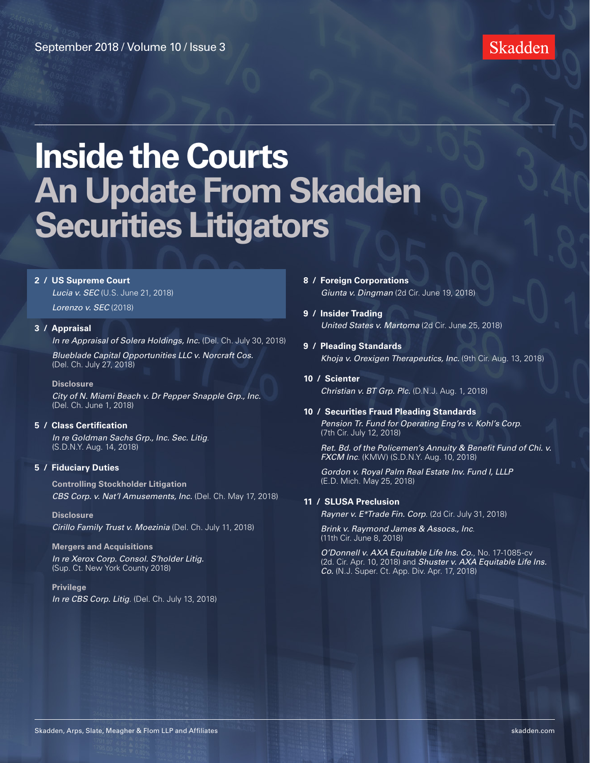September 2018 / Volume 10 / Issue 3

Skadden

# Inside the Courts
## An Update From Skadden Securities Litigators

**2 / US Supreme Court**

*Lucia v. SEC* (U.S. June 21, 2018)

*Lorenzo v. SEC* (2018)

**3 / Appraisal**

*In re Appraisal of Solera Holdings, Inc.* (Del. Ch. July 30, 2018)

*Blueblade Capital Opportunities LLC v. Norcraft Cos.* (Del. Ch. July 27, 2018)

**Disclosure**

*City of N. Miami Beach v. Dr Pepper Snapple Grp., Inc.* (Del. Ch. June 1, 2018)

**5 / Class Certification**

*In re Goldman Sachs Grp., Inc. Sec. Litig.* (S.D.N.Y. Aug. 14, 2018)

**5 / Fiduciary Duties**

**Controlling Stockholder Litigation**

*CBS Corp. v. Nat'l Amusements, Inc.* (Del. Ch. May 17, 2018)

**Disclosure**

*Cirillo Family Trust v. Moezinia* (Del. Ch. July 11, 2018)

**Mergers and Acquisitions**

*In re Xerox Corp. Consol. S'holder Litig.* (Sup. Ct. New York County 2018)

**Privilege**

*In re CBS Corp. Litig.* (Del. Ch. July 13, 2018)

**8 / Foreign Corporations**

*Giunta v. Dingman* (2d Cir. June 19, 2018)

**9 / Insider Trading**

*United States v. Martoma* (2d Cir. June 25, 2018)

**9 / Pleading Standards**

*Khoja v. Orexigen Therapeutics, Inc.* (9th Cir. Aug. 13, 2018)

**10 / Scienter**

*Christian v. BT Grp. Plc.* (D.N.J. Aug. 1, 2018)

**10 / Securities Fraud Pleading Standards**

*Pension Tr. Fund for Operating Eng'rs v. Kohl's Corp.* (7th Cir. July 12, 2018)

*Ret. Bd. of the Policemen's Annuity & Benefit Fund of Chi. v. FXCM Inc.* (KMW) (S.D.N.Y. Aug. 10, 2018)

*Gordon v. Royal Palm Real Estate Inv. Fund I, LLLP* (E.D. Mich. May 25, 2018)

**11 / SLUSA Preclusion**

*Rayner v. E\*Trade Fin. Corp.* (2d Cir. July 31, 2018)

*Brink v. Raymond James & Assocs., Inc.* (11th Cir. June 8, 2018)

*O'Donnell v. AXA Equitable Life Ins. Co.*, No. 17-1085-cv (2d. Cir. Apr. 10, 2018) and *Shuster v. AXA Equitable Life Ins. Co.* (N.J. Super. Ct. App. Div. Apr. 17, 2018)

Skadden, Arps, Slate, Meagher & Flom LLP and Affiliates

skadden.com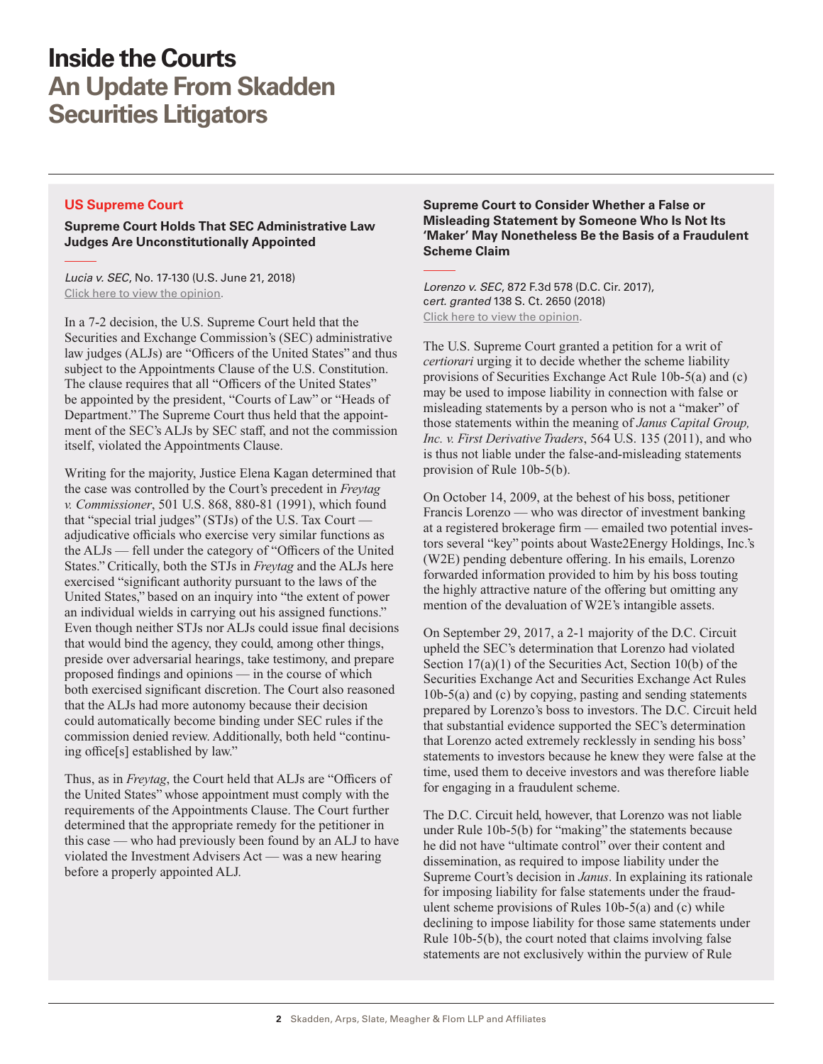# Inside the Courts
## An Update From Skadden Securities Litigators

### US Supreme Court

**Supreme Court Holds That SEC Administrative Law Judges Are Unconstitutionally Appointed**

*Lucia v. SEC*, No. 17-130 (U.S. June 21, 2018)
Click here to view the opinion.

In a 7-2 decision, the U.S. Supreme Court held that the Securities and Exchange Commission's (SEC) administrative law judges (ALJs) are "Officers of the United States" and thus subject to the Appointments Clause of the U.S. Constitution. The clause requires that all "Officers of the United States" be appointed by the president, "Courts of Law" or "Heads of Department." The Supreme Court thus held that the appointment of the SEC's ALJs by SEC staff, and not the commission itself, violated the Appointments Clause.

Writing for the majority, Justice Elena Kagan determined that the case was controlled by the Court's precedent in *Freytag v. Commissioner*, 501 U.S. 868, 880-81 (1991), which found that "special trial judges" (STJs) of the U.S. Tax Court — adjudicative officials who exercise very similar functions as the ALJs — fell under the category of "Officers of the United States." Critically, both the STJs in *Freytag* and the ALJs here exercised "significant authority pursuant to the laws of the United States," based on an inquiry into "the extent of power an individual wields in carrying out his assigned functions." Even though neither STJs nor ALJs could issue final decisions that would bind the agency, they could, among other things, preside over adversarial hearings, take testimony, and prepare proposed findings and opinions — in the course of which both exercised significant discretion. The Court also reasoned that the ALJs had more autonomy because their decision could automatically become binding under SEC rules if the commission denied review. Additionally, both held "continuing office[s] established by law."

Thus, as in *Freytag*, the Court held that ALJs are "Officers of the United States" whose appointment must comply with the requirements of the Appointments Clause. The Court further determined that the appropriate remedy for the petitioner in this case — who had previously been found by an ALJ to have violated the Investment Advisers Act — was a new hearing before a properly appointed ALJ.

**Supreme Court to Consider Whether a False or Misleading Statement by Someone Who Is Not Its 'Maker' May Nonetheless Be the Basis of a Fraudulent Scheme Claim**

*Lorenzo v. SEC*, 872 F.3d 578 (D.C. Cir. 2017), *cert. granted* 138 S. Ct. 2650 (2018)
Click here to view the opinion.

The U.S. Supreme Court granted a petition for a writ of *certiorari* urging it to decide whether the scheme liability provisions of Securities Exchange Act Rule 10b-5(a) and (c) may be used to impose liability in connection with false or misleading statements by a person who is not a "maker" of those statements within the meaning of *Janus Capital Group, Inc. v. First Derivative Traders*, 564 U.S. 135 (2011), and who is thus not liable under the false-and-misleading statements provision of Rule 10b-5(b).

On October 14, 2009, at the behest of his boss, petitioner Francis Lorenzo — who was director of investment banking at a registered brokerage firm — emailed two potential investors several "key" points about Waste2Energy Holdings, Inc.'s (W2E) pending debenture offering. In his emails, Lorenzo forwarded information provided to him by his boss touting the highly attractive nature of the offering but omitting any mention of the devaluation of W2E's intangible assets.

On September 29, 2017, a 2-1 majority of the D.C. Circuit upheld the SEC's determination that Lorenzo had violated Section 17(a)(1) of the Securities Act, Section 10(b) of the Securities Exchange Act and Securities Exchange Act Rules 10b-5(a) and (c) by copying, pasting and sending statements prepared by Lorenzo's boss to investors. The D.C. Circuit held that substantial evidence supported the SEC's determination that Lorenzo acted extremely recklessly in sending his boss' statements to investors because he knew they were false at the time, used them to deceive investors and was therefore liable for engaging in a fraudulent scheme.

The D.C. Circuit held, however, that Lorenzo was not liable under Rule 10b-5(b) for "making" the statements because he did not have "ultimate control" over their content and dissemination, as required to impose liability under the Supreme Court's decision in *Janus*. In explaining its rationale for imposing liability for false statements under the fraudulent scheme provisions of Rules 10b-5(a) and (c) while declining to impose liability for those same statements under Rule 10b-5(b), the court noted that claims involving false statements are not exclusively within the purview of Rule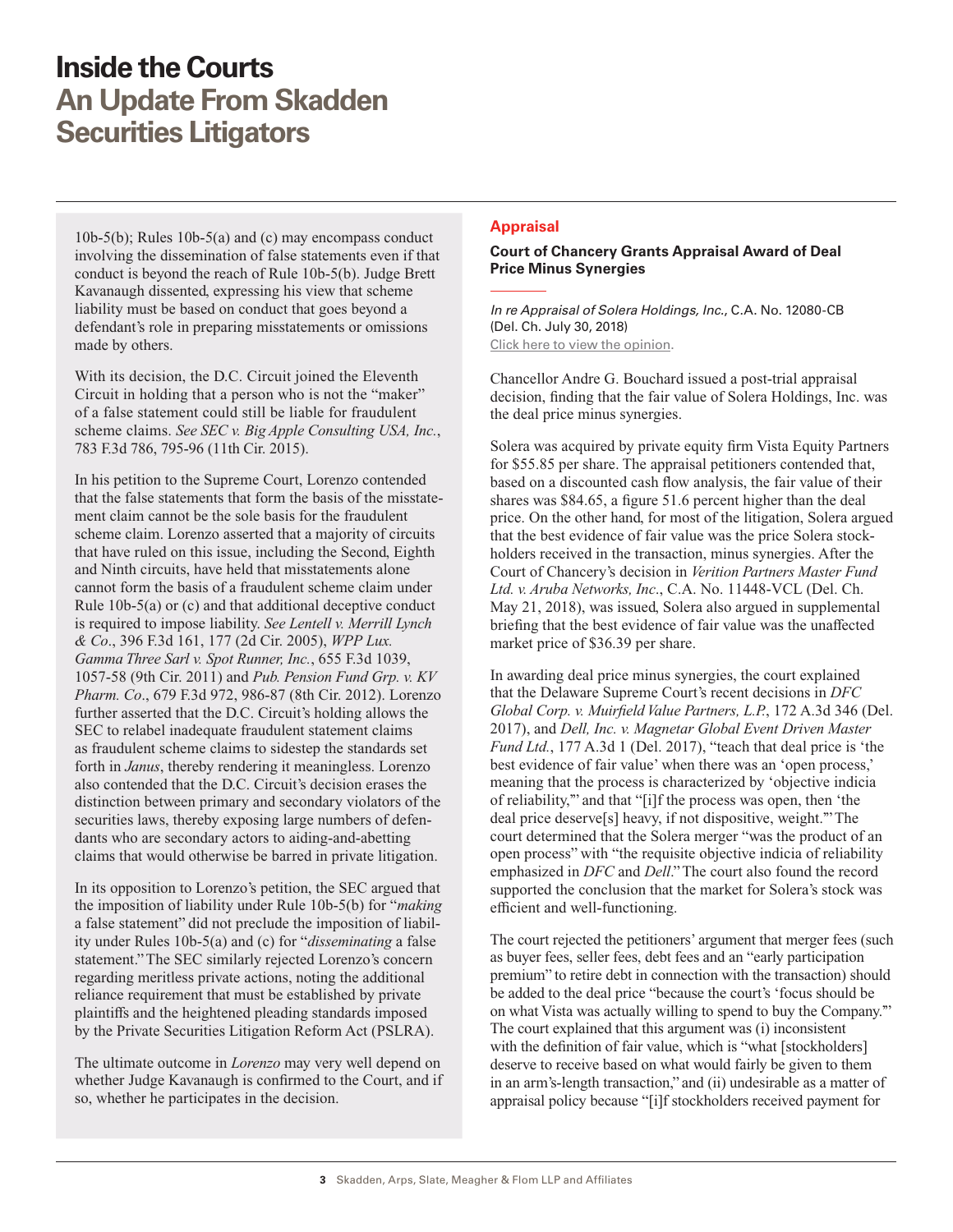10b-5(b); Rules 10b-5(a) and (c) may encompass conduct involving the dissemination of false statements even if that conduct is beyond the reach of Rule 10b-5(b). Judge Brett Kavanaugh dissented, expressing his view that scheme liability must be based on conduct that goes beyond a defendant's role in preparing misstatements or omissions made by others.

With its decision, the D.C. Circuit joined the Eleventh Circuit in holding that a person who is not the "maker" of a false statement could still be liable for fraudulent scheme claims. *See SEC v. Big Apple Consulting USA, Inc.*, 783 F.3d 786, 795-96 (11th Cir. 2015).

In his petition to the Supreme Court, Lorenzo contended that the false statements that form the basis of the misstatement claim cannot be the sole basis for the fraudulent scheme claim. Lorenzo asserted that a majority of circuits that have ruled on this issue, including the Second, Eighth and Ninth circuits, have held that misstatements alone cannot form the basis of a fraudulent scheme claim under Rule 10b-5(a) or (c) and that additional deceptive conduct is required to impose liability. *See Lentell v. Merrill Lynch & Co*., 396 F.3d 161, 177 (2d Cir. 2005), *WPP Lux. Gamma Three Sarl v. Spot Runner, Inc.*, 655 F.3d 1039, 1057-58 (9th Cir. 2011) and *Pub. Pension Fund Grp. v. KV Pharm. Co*., 679 F.3d 972, 986-87 (8th Cir. 2012). Lorenzo further asserted that the D.C. Circuit's holding allows the SEC to relabel inadequate fraudulent statement claims as fraudulent scheme claims to sidestep the standards set forth in *Janus*, thereby rendering it meaningless. Lorenzo also contended that the D.C. Circuit's decision erases the distinction between primary and secondary violators of the securities laws, thereby exposing large numbers of defendants who are secondary actors to aiding-and-abetting claims that would otherwise be barred in private litigation.

In its opposition to Lorenzo's petition, the SEC argued that the imposition of liability under Rule 10b-5(b) for "*making* a false statement" did not preclude the imposition of liability under Rules 10b-5(a) and (c) for "*disseminating* a false statement." The SEC similarly rejected Lorenzo's concern regarding meritless private actions, noting the additional reliance requirement that must be established by private plaintiffs and the heightened pleading standards imposed by the Private Securities Litigation Reform Act (PSLRA).

The ultimate outcome in *Lorenzo* may very well depend on whether Judge Kavanaugh is confirmed to the Court, and if so, whether he participates in the decision.

## Appraisal

### Court of Chancery Grants Appraisal Award of Deal Price Minus Synergies

*In re Appraisal of Solera Holdings, Inc.*, C.A. No. 12080-CB (Del. Ch. July 30, 2018)
Click here to view the opinion.

Chancellor Andre G. Bouchard issued a post-trial appraisal decision, finding that the fair value of Solera Holdings, Inc. was the deal price minus synergies.

Solera was acquired by private equity firm Vista Equity Partners for $55.85 per share. The appraisal petitioners contended that, based on a discounted cash flow analysis, the fair value of their shares was $84.65, a figure 51.6 percent higher than the deal price. On the other hand, for most of the litigation, Solera argued that the best evidence of fair value was the price Solera stockholders received in the transaction, minus synergies. After the Court of Chancery's decision in *Verition Partners Master Fund Ltd. v. Aruba Networks, Inc*., C.A. No. 11448-VCL (Del. Ch. May 21, 2018), was issued, Solera also argued in supplemental briefing that the best evidence of fair value was the unaffected market price of $36.39 per share.

In awarding deal price minus synergies, the court explained that the Delaware Supreme Court's recent decisions in *DFC Global Corp. v. Muirfield Value Partners, L.P.*, 172 A.3d 346 (Del. 2017), and *Dell, Inc. v. Magnetar Global Event Driven Master Fund Ltd.*, 177 A.3d 1 (Del. 2017), "teach that deal price is 'the best evidence of fair value' when there was an 'open process,' meaning that the process is characterized by 'objective indicia of reliability,'" and that "[i]f the process was open, then 'the deal price deserve[s] heavy, if not dispositive, weight.'" The court determined that the Solera merger "was the product of an open process" with "the requisite objective indicia of reliability emphasized in *DFC* and *Dell*." The court also found the record supported the conclusion that the market for Solera's stock was efficient and well-functioning.

The court rejected the petitioners' argument that merger fees (such as buyer fees, seller fees, debt fees and an "early participation premium" to retire debt in connection with the transaction) should be added to the deal price "because the court's 'focus should be on what Vista was actually willing to spend to buy the Company.'" The court explained that this argument was (i) inconsistent with the definition of fair value, which is "what [stockholders] deserve to receive based on what would fairly be given to them in an arm's-length transaction," and (ii) undesirable as a matter of appraisal policy because "[i]f stockholders received payment for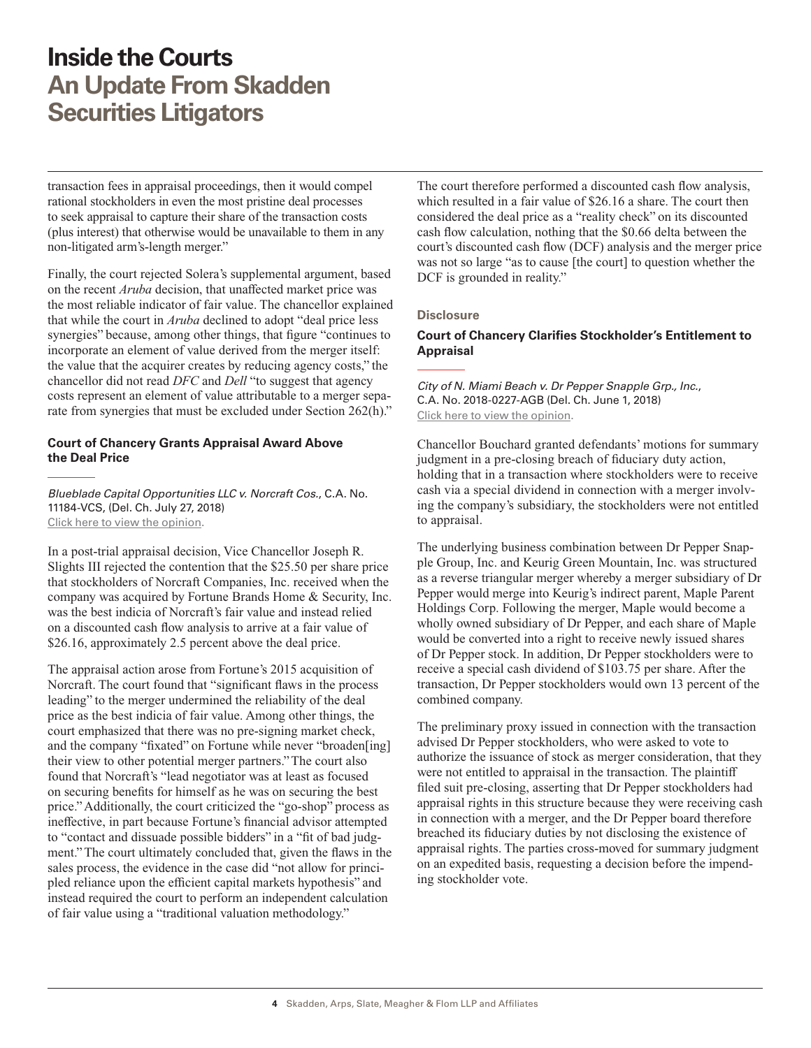transaction fees in appraisal proceedings, then it would compel rational stockholders in even the most pristine deal processes to seek appraisal to capture their share of the transaction costs (plus interest) that otherwise would be unavailable to them in any non-litigated arm's-length merger."

Finally, the court rejected Solera's supplemental argument, based on the recent *Aruba* decision, that unaffected market price was the most reliable indicator of fair value. The chancellor explained that while the court in *Aruba* declined to adopt "deal price less synergies" because, among other things, that figure "continues to incorporate an element of value derived from the merger itself: the value that the acquirer creates by reducing agency costs," the chancellor did not read *DFC* and *Dell* "to suggest that agency costs represent an element of value attributable to a merger separate from synergies that must be excluded under Section 262(h)."

### Court of Chancery Grants Appraisal Award Above the Deal Price

*Blueblade Capital Opportunities LLC v. Norcraft Cos.*, C.A. No. 11184-VCS, (Del. Ch. July 27, 2018)
Click here to view the opinion.

In a post-trial appraisal decision, Vice Chancellor Joseph R. Slights III rejected the contention that the $25.50 per share price that stockholders of Norcraft Companies, Inc. received when the company was acquired by Fortune Brands Home & Security, Inc. was the best indicia of Norcraft's fair value and instead relied on a discounted cash flow analysis to arrive at a fair value of $26.16, approximately 2.5 percent above the deal price.

The appraisal action arose from Fortune's 2015 acquisition of Norcraft. The court found that "significant flaws in the process leading" to the merger undermined the reliability of the deal price as the best indicia of fair value. Among other things, the court emphasized that there was no pre-signing market check, and the company "fixated" on Fortune while never "broaden[ing] their view to other potential merger partners." The court also found that Norcraft's "lead negotiator was at least as focused on securing benefits for himself as he was on securing the best price." Additionally, the court criticized the "go-shop" process as ineffective, in part because Fortune's financial advisor attempted to "contact and dissuade possible bidders" in a "fit of bad judgment." The court ultimately concluded that, given the flaws in the sales process, the evidence in the case did "not allow for principled reliance upon the efficient capital markets hypothesis" and instead required the court to perform an independent calculation of fair value using a "traditional valuation methodology."

The court therefore performed a discounted cash flow analysis, which resulted in a fair value of $26.16 a share. The court then considered the deal price as a "reality check" on its discounted cash flow calculation, nothing that the $0.66 delta between the court's discounted cash flow (DCF) analysis and the merger price was not so large "as to cause [the court] to question whether the DCF is grounded in reality."

## Disclosure

### Court of Chancery Clarifies Stockholder's Entitlement to Appraisal

*City of N. Miami Beach v. Dr Pepper Snapple Grp., Inc.*, C.A. No. 2018-0227-AGB (Del. Ch. June 1, 2018)
Click here to view the opinion.

Chancellor Bouchard granted defendants' motions for summary judgment in a pre-closing breach of fiduciary duty action, holding that in a transaction where stockholders were to receive cash via a special dividend in connection with a merger involving the company's subsidiary, the stockholders were not entitled to appraisal.

The underlying business combination between Dr Pepper Snapple Group, Inc. and Keurig Green Mountain, Inc. was structured as a reverse triangular merger whereby a merger subsidiary of Dr Pepper would merge into Keurig's indirect parent, Maple Parent Holdings Corp. Following the merger, Maple would become a wholly owned subsidiary of Dr Pepper, and each share of Maple would be converted into a right to receive newly issued shares of Dr Pepper stock. In addition, Dr Pepper stockholders were to receive a special cash dividend of $103.75 per share. After the transaction, Dr Pepper stockholders would own 13 percent of the combined company.

The preliminary proxy issued in connection with the transaction advised Dr Pepper stockholders, who were asked to vote to authorize the issuance of stock as merger consideration, that they were not entitled to appraisal in the transaction. The plaintiff filed suit pre-closing, asserting that Dr Pepper stockholders had appraisal rights in this structure because they were receiving cash in connection with a merger, and the Dr Pepper board therefore breached its fiduciary duties by not disclosing the existence of appraisal rights. The parties cross-moved for summary judgment on an expedited basis, requesting a decision before the impending stockholder vote.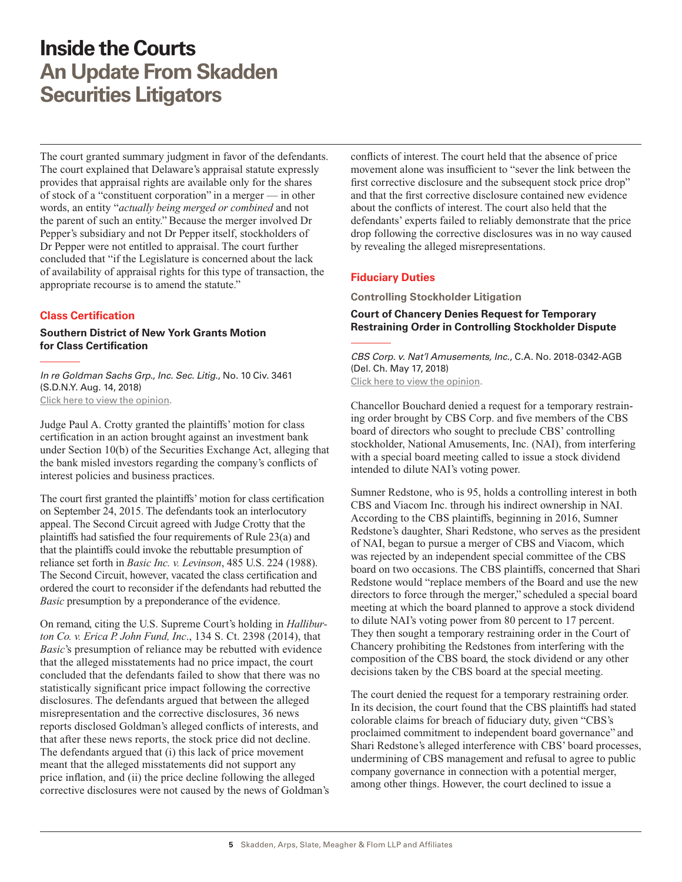The court granted summary judgment in favor of the defendants. The court explained that Delaware's appraisal statute expressly provides that appraisal rights are available only for the shares of stock of a "constituent corporation" in a merger — in other words, an entity "*actually being merged or combined* and not the parent of such an entity." Because the merger involved Dr Pepper's subsidiary and not Dr Pepper itself, stockholders of Dr Pepper were not entitled to appraisal. The court further concluded that "if the Legislature is concerned about the lack of availability of appraisal rights for this type of transaction, the appropriate recourse is to amend the statute."

## Class Certification

### Southern District of New York Grants Motion for Class Certification

*In re Goldman Sachs Grp., Inc. Sec. Litig.*, No. 10 Civ. 3461 (S.D.N.Y. Aug. 14, 2018)
Click here to view the opinion.

Judge Paul A. Crotty granted the plaintiffs' motion for class certification in an action brought against an investment bank under Section 10(b) of the Securities Exchange Act, alleging that the bank misled investors regarding the company's conflicts of interest policies and business practices.

The court first granted the plaintiffs' motion for class certification on September 24, 2015. The defendants took an interlocutory appeal. The Second Circuit agreed with Judge Crotty that the plaintiffs had satisfied the four requirements of Rule 23(a) and that the plaintiffs could invoke the rebuttable presumption of reliance set forth in *Basic Inc. v. Levinson*, 485 U.S. 224 (1988). The Second Circuit, however, vacated the class certification and ordered the court to reconsider if the defendants had rebutted the *Basic* presumption by a preponderance of the evidence.

On remand, citing the U.S. Supreme Court's holding in *Halliburton Co. v. Erica P. John Fund, Inc*., 134 S. Ct. 2398 (2014), that *Basic*'s presumption of reliance may be rebutted with evidence that the alleged misstatements had no price impact, the court concluded that the defendants failed to show that there was no statistically significant price impact following the corrective disclosures. The defendants argued that between the alleged misrepresentation and the corrective disclosures, 36 news reports disclosed Goldman's alleged conflicts of interests, and that after these news reports, the stock price did not decline. The defendants argued that (i) this lack of price movement meant that the alleged misstatements did not support any price inflation, and (ii) the price decline following the alleged corrective disclosures were not caused by the news of Goldman's conflicts of interest. The court held that the absence of price movement alone was insufficient to "sever the link between the first corrective disclosure and the subsequent stock price drop" and that the first corrective disclosure contained new evidence about the conflicts of interest. The court also held that the defendants' experts failed to reliably demonstrate that the price drop following the corrective disclosures was in no way caused by revealing the alleged misrepresentations.

## Fiduciary Duties

### Controlling Stockholder Litigation

#### Court of Chancery Denies Request for Temporary Restraining Order in Controlling Stockholder Dispute

*CBS Corp. v. Nat'l Amusements, Inc.*, C.A. No. 2018-0342-AGB (Del. Ch. May 17, 2018)
Click here to view the opinion.

Chancellor Bouchard denied a request for a temporary restraining order brought by CBS Corp. and five members of the CBS board of directors who sought to preclude CBS' controlling stockholder, National Amusements, Inc. (NAI), from interfering with a special board meeting called to issue a stock dividend intended to dilute NAI's voting power.

Sumner Redstone, who is 95, holds a controlling interest in both CBS and Viacom Inc. through his indirect ownership in NAI. According to the CBS plaintiffs, beginning in 2016, Sumner Redstone's daughter, Shari Redstone, who serves as the president of NAI, began to pursue a merger of CBS and Viacom, which was rejected by an independent special committee of the CBS board on two occasions. The CBS plaintiffs, concerned that Shari Redstone would "replace members of the Board and use the new directors to force through the merger," scheduled a special board meeting at which the board planned to approve a stock dividend to dilute NAI's voting power from 80 percent to 17 percent. They then sought a temporary restraining order in the Court of Chancery prohibiting the Redstones from interfering with the composition of the CBS board, the stock dividend or any other decisions taken by the CBS board at the special meeting.

The court denied the request for a temporary restraining order. In its decision, the court found that the CBS plaintiffs had stated colorable claims for breach of fiduciary duty, given "CBS's proclaimed commitment to independent board governance" and Shari Redstone's alleged interference with CBS' board processes, undermining of CBS management and refusal to agree to public company governance in connection with a potential merger, among other things. However, the court declined to issue a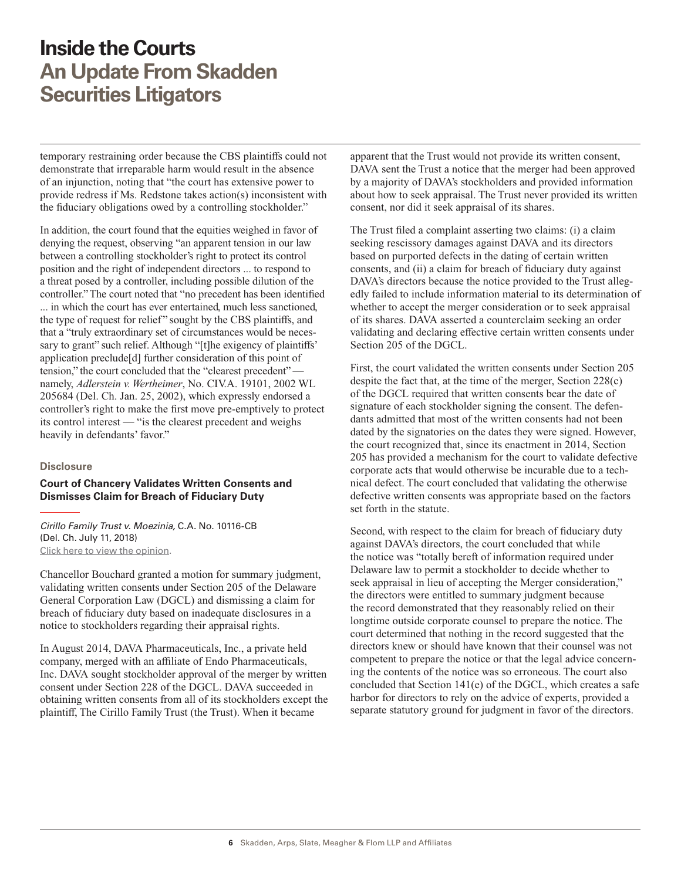temporary restraining order because the CBS plaintiffs could not demonstrate that irreparable harm would result in the absence of an injunction, noting that "the court has extensive power to provide redress if Ms. Redstone takes action(s) inconsistent with the fiduciary obligations owed by a controlling stockholder."

In addition, the court found that the equities weighed in favor of denying the request, observing "an apparent tension in our law between a controlling stockholder's right to protect its control position and the right of independent directors ... to respond to a threat posed by a controller, including possible dilution of the controller." The court noted that "no precedent has been identified ... in which the court has ever entertained, much less sanctioned, the type of request for relief" sought by the CBS plaintiffs, and that a "truly extraordinary set of circumstances would be necessary to grant" such relief. Although "[t]he exigency of plaintiffs' application preclude[d] further consideration of this point of tension," the court concluded that the "clearest precedent" — namely, *Adlerstein v. Wertheimer*, No. CIV.A. 19101, 2002 WL 205684 (Del. Ch. Jan. 25, 2002), which expressly endorsed a controller's right to make the first move pre-emptively to protect its control interest — "is the clearest precedent and weighs heavily in defendants' favor."

### Disclosure

#### Court of Chancery Validates Written Consents and Dismisses Claim for Breach of Fiduciary Duty

*Cirillo Family Trust v. Moezinia,* C.A. No. 10116-CB (Del. Ch. July 11, 2018)
Click here to view the opinion.

Chancellor Bouchard granted a motion for summary judgment, validating written consents under Section 205 of the Delaware General Corporation Law (DGCL) and dismissing a claim for breach of fiduciary duty based on inadequate disclosures in a notice to stockholders regarding their appraisal rights.

In August 2014, DAVA Pharmaceuticals, Inc., a private held company, merged with an affiliate of Endo Pharmaceuticals, Inc. DAVA sought stockholder approval of the merger by written consent under Section 228 of the DGCL. DAVA succeeded in obtaining written consents from all of its stockholders except the plaintiff, The Cirillo Family Trust (the Trust). When it became apparent that the Trust would not provide its written consent, DAVA sent the Trust a notice that the merger had been approved by a majority of DAVA's stockholders and provided information about how to seek appraisal. The Trust never provided its written consent, nor did it seek appraisal of its shares.

The Trust filed a complaint asserting two claims: (i) a claim seeking rescissory damages against DAVA and its directors based on purported defects in the dating of certain written consents, and (ii) a claim for breach of fiduciary duty against DAVA's directors because the notice provided to the Trust allegedly failed to include information material to its determination of whether to accept the merger consideration or to seek appraisal of its shares. DAVA asserted a counterclaim seeking an order validating and declaring effective certain written consents under Section 205 of the DGCL.

First, the court validated the written consents under Section 205 despite the fact that, at the time of the merger, Section 228(c) of the DGCL required that written consents bear the date of signature of each stockholder signing the consent. The defendants admitted that most of the written consents had not been dated by the signatories on the dates they were signed. However, the court recognized that, since its enactment in 2014, Section 205 has provided a mechanism for the court to validate defective corporate acts that would otherwise be incurable due to a technical defect. The court concluded that validating the otherwise defective written consents was appropriate based on the factors set forth in the statute.

Second, with respect to the claim for breach of fiduciary duty against DAVA's directors, the court concluded that while the notice was "totally bereft of information required under Delaware law to permit a stockholder to decide whether to seek appraisal in lieu of accepting the Merger consideration," the directors were entitled to summary judgment because the record demonstrated that they reasonably relied on their longtime outside corporate counsel to prepare the notice. The court determined that nothing in the record suggested that the directors knew or should have known that their counsel was not competent to prepare the notice or that the legal advice concerning the contents of the notice was so erroneous. The court also concluded that Section 141(e) of the DGCL, which creates a safe harbor for directors to rely on the advice of experts, provided a separate statutory ground for judgment in favor of the directors.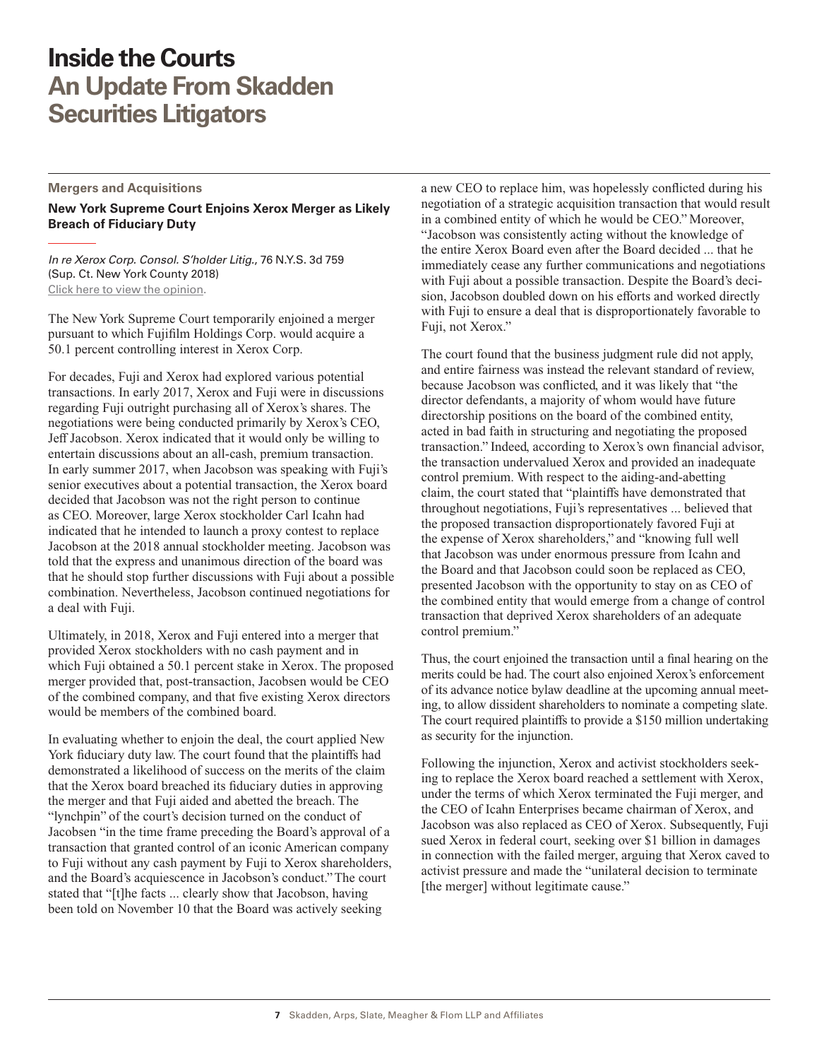# Inside the Courts
# An Update From Skadden Securities Litigators

### Mergers and Acquisitions

**New York Supreme Court Enjoins Xerox Merger as Likely Breach of Fiduciary Duty**

*In re Xerox Corp. Consol. S'holder Litig.*, 76 N.Y.S. 3d 759 (Sup. Ct. New York County 2018)
Click here to view the opinion.

The New York Supreme Court temporarily enjoined a merger pursuant to which Fujifilm Holdings Corp. would acquire a 50.1 percent controlling interest in Xerox Corp.

For decades, Fuji and Xerox had explored various potential transactions. In early 2017, Xerox and Fuji were in discussions regarding Fuji outright purchasing all of Xerox's shares. The negotiations were being conducted primarily by Xerox's CEO, Jeff Jacobson. Xerox indicated that it would only be willing to entertain discussions about an all-cash, premium transaction. In early summer 2017, when Jacobson was speaking with Fuji's senior executives about a potential transaction, the Xerox board decided that Jacobson was not the right person to continue as CEO. Moreover, large Xerox stockholder Carl Icahn had indicated that he intended to launch a proxy contest to replace Jacobson at the 2018 annual stockholder meeting. Jacobson was told that the express and unanimous direction of the board was that he should stop further discussions with Fuji about a possible combination. Nevertheless, Jacobson continued negotiations for a deal with Fuji.

Ultimately, in 2018, Xerox and Fuji entered into a merger that provided Xerox stockholders with no cash payment and in which Fuji obtained a 50.1 percent stake in Xerox. The proposed merger provided that, post-transaction, Jacobsen would be CEO of the combined company, and that five existing Xerox directors would be members of the combined board.

In evaluating whether to enjoin the deal, the court applied New York fiduciary duty law. The court found that the plaintiffs had demonstrated a likelihood of success on the merits of the claim that the Xerox board breached its fiduciary duties in approving the merger and that Fuji aided and abetted the breach. The "lynchpin" of the court's decision turned on the conduct of Jacobsen "in the time frame preceding the Board's approval of a transaction that granted control of an iconic American company to Fuji without any cash payment by Fuji to Xerox shareholders, and the Board's acquiescence in Jacobson's conduct." The court stated that "[t]he facts ... clearly show that Jacobson, having been told on November 10 that the Board was actively seeking a new CEO to replace him, was hopelessly conflicted during his negotiation of a strategic acquisition transaction that would result in a combined entity of which he would be CEO." Moreover, "Jacobson was consistently acting without the knowledge of the entire Xerox Board even after the Board decided ... that he immediately cease any further communications and negotiations with Fuji about a possible transaction. Despite the Board's decision, Jacobson doubled down on his efforts and worked directly with Fuji to ensure a deal that is disproportionately favorable to Fuji, not Xerox."

The court found that the business judgment rule did not apply, and entire fairness was instead the relevant standard of review, because Jacobson was conflicted, and it was likely that "the director defendants, a majority of whom would have future directorship positions on the board of the combined entity, acted in bad faith in structuring and negotiating the proposed transaction." Indeed, according to Xerox's own financial advisor, the transaction undervalued Xerox and provided an inadequate control premium. With respect to the aiding-and-abetting claim, the court stated that "plaintiffs have demonstrated that throughout negotiations, Fuji's representatives ... believed that the proposed transaction disproportionately favored Fuji at the expense of Xerox shareholders," and "knowing full well that Jacobson was under enormous pressure from Icahn and the Board and that Jacobson could soon be replaced as CEO, presented Jacobson with the opportunity to stay on as CEO of the combined entity that would emerge from a change of control transaction that deprived Xerox shareholders of an adequate control premium."

Thus, the court enjoined the transaction until a final hearing on the merits could be had. The court also enjoined Xerox's enforcement of its advance notice bylaw deadline at the upcoming annual meeting, to allow dissident shareholders to nominate a competing slate. The court required plaintiffs to provide a $150 million undertaking as security for the injunction.

Following the injunction, Xerox and activist stockholders seeking to replace the Xerox board reached a settlement with Xerox, under the terms of which Xerox terminated the Fuji merger, and the CEO of Icahn Enterprises became chairman of Xerox, and Jacobson was also replaced as CEO of Xerox. Subsequently, Fuji sued Xerox in federal court, seeking over $1 billion in damages in connection with the failed merger, arguing that Xerox caved to activist pressure and made the "unilateral decision to terminate [the merger] without legitimate cause."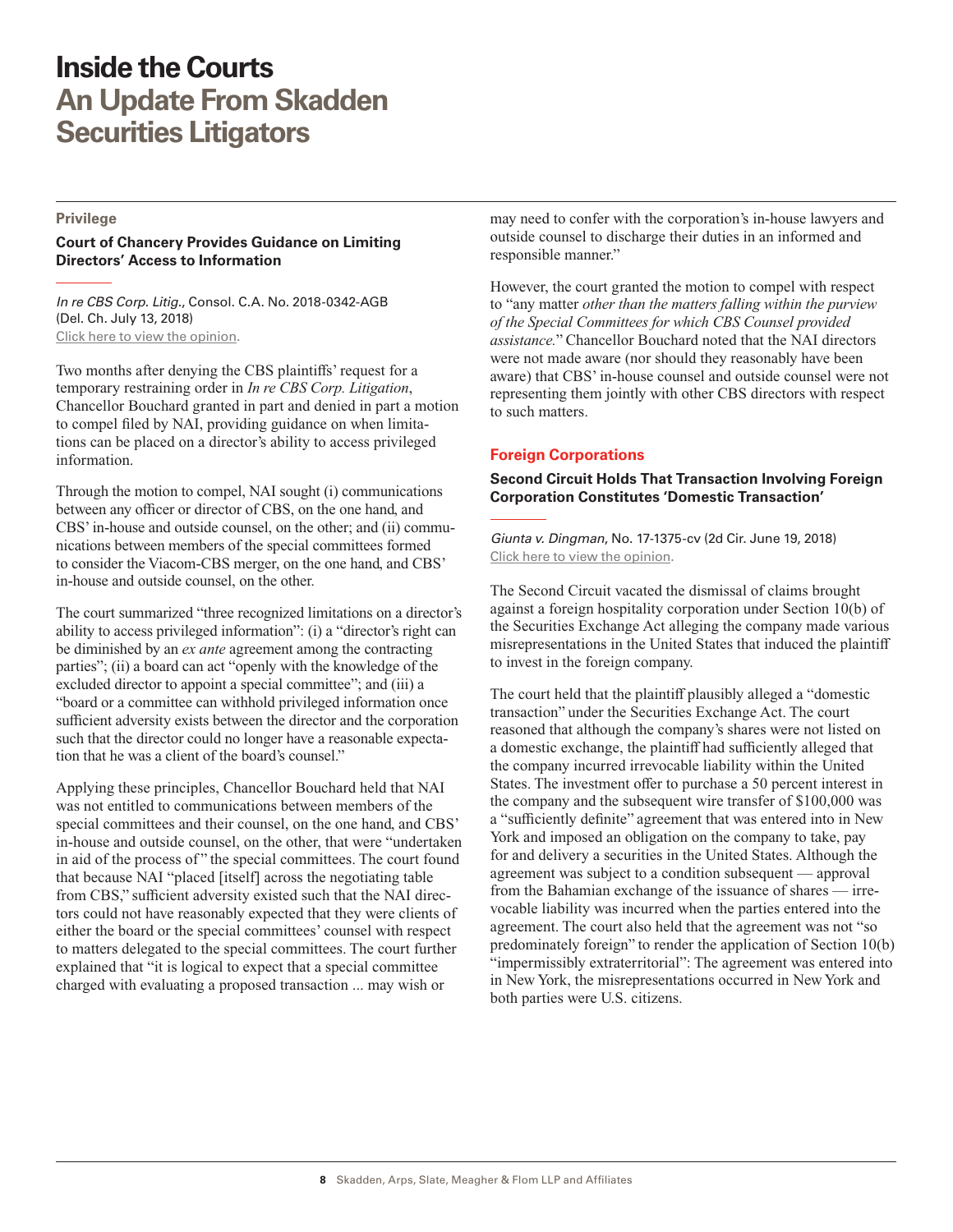# Inside the Courts
## An Update From Skadden Securities Litigators

### Privilege

#### Court of Chancery Provides Guidance on Limiting Directors' Access to Information

*In re CBS Corp. Litig.*, Consol. C.A. No. 2018-0342-AGB (Del. Ch. July 13, 2018)
Click here to view the opinion.

Two months after denying the CBS plaintiffs' request for a temporary restraining order in *In re CBS Corp. Litigation*, Chancellor Bouchard granted in part and denied in part a motion to compel filed by NAI, providing guidance on when limitations can be placed on a director's ability to access privileged information.

Through the motion to compel, NAI sought (i) communications between any officer or director of CBS, on the one hand, and CBS' in-house and outside counsel, on the other; and (ii) communications between members of the special committees formed to consider the Viacom-CBS merger, on the one hand, and CBS' in-house and outside counsel, on the other.

The court summarized "three recognized limitations on a director's ability to access privileged information": (i) a "director's right can be diminished by an *ex ante* agreement among the contracting parties"; (ii) a board can act "openly with the knowledge of the excluded director to appoint a special committee"; and (iii) a "board or a committee can withhold privileged information once sufficient adversity exists between the director and the corporation such that the director could no longer have a reasonable expectation that he was a client of the board's counsel."

Applying these principles, Chancellor Bouchard held that NAI was not entitled to communications between members of the special committees and their counsel, on the one hand, and CBS' in-house and outside counsel, on the other, that were "undertaken in aid of the process of" the special committees. The court found that because NAI "placed [itself] across the negotiating table from CBS," sufficient adversity existed such that the NAI directors could not have reasonably expected that they were clients of either the board or the special committees' counsel with respect to matters delegated to the special committees. The court further explained that "it is logical to expect that a special committee charged with evaluating a proposed transaction ... may wish or may need to confer with the corporation's in-house lawyers and outside counsel to discharge their duties in an informed and responsible manner."

However, the court granted the motion to compel with respect to "any matter *other than the matters falling within the purview of the Special Committees for which CBS Counsel provided assistance.*" Chancellor Bouchard noted that the NAI directors were not made aware (nor should they reasonably have been aware) that CBS' in-house counsel and outside counsel were not representing them jointly with other CBS directors with respect to such matters.

### Foreign Corporations

#### Second Circuit Holds That Transaction Involving Foreign Corporation Constitutes 'Domestic Transaction'

*Giunta v. Dingman*, No. 17-1375-cv (2d Cir. June 19, 2018)
Click here to view the opinion.

The Second Circuit vacated the dismissal of claims brought against a foreign hospitality corporation under Section 10(b) of the Securities Exchange Act alleging the company made various misrepresentations in the United States that induced the plaintiff to invest in the foreign company.

The court held that the plaintiff plausibly alleged a "domestic transaction" under the Securities Exchange Act. The court reasoned that although the company's shares were not listed on a domestic exchange, the plaintiff had sufficiently alleged that the company incurred irrevocable liability within the United States. The investment offer to purchase a 50 percent interest in the company and the subsequent wire transfer of $100,000 was a "sufficiently definite" agreement that was entered into in New York and imposed an obligation on the company to take, pay for and delivery a securities in the United States. Although the agreement was subject to a condition subsequent — approval from the Bahamian exchange of the issuance of shares — irrevocable liability was incurred when the parties entered into the agreement. The court also held that the agreement was not "so predominately foreign" to render the application of Section 10(b) "impermissibly extraterritorial": The agreement was entered into in New York, the misrepresentations occurred in New York and both parties were U.S. citizens.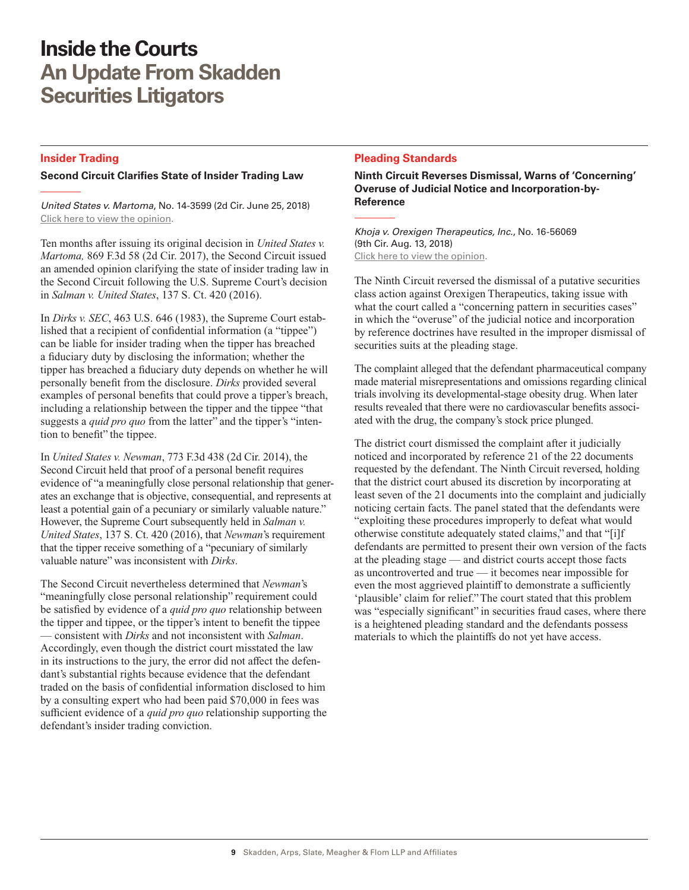# Inside the Courts
## An Update From Skadden Securities Litigators

### Insider Trading

#### Second Circuit Clarifies State of Insider Trading Law

*United States v. Martoma*, No. 14-3599 (2d Cir. June 25, 2018)
Click here to view the opinion.

Ten months after issuing its original decision in *United States v. Martoma,* 869 F.3d 58 (2d Cir. 2017), the Second Circuit issued an amended opinion clarifying the state of insider trading law in the Second Circuit following the U.S. Supreme Court's decision in *Salman v. United States*, 137 S. Ct. 420 (2016).

In *Dirks v. SEC*, 463 U.S. 646 (1983), the Supreme Court established that a recipient of confidential information (a "tippee") can be liable for insider trading when the tipper has breached a fiduciary duty by disclosing the information; whether the tipper has breached a fiduciary duty depends on whether he will personally benefit from the disclosure. *Dirks* provided several examples of personal benefits that could prove a tipper's breach, including a relationship between the tipper and the tippee "that suggests a *quid pro quo* from the latter" and the tipper's "intention to benefit" the tippee.

In *United States v. Newman*, 773 F.3d 438 (2d Cir. 2014), the Second Circuit held that proof of a personal benefit requires evidence of "a meaningfully close personal relationship that generates an exchange that is objective, consequential, and represents at least a potential gain of a pecuniary or similarly valuable nature." However, the Supreme Court subsequently held in *Salman v. United States*, 137 S. Ct. 420 (2016), that *Newman*'s requirement that the tipper receive something of a "pecuniary of similarly valuable nature" was inconsistent with *Dirks*.

The Second Circuit nevertheless determined that *Newman*'s "meaningfully close personal relationship" requirement could be satisfied by evidence of a *quid pro quo* relationship between the tipper and tippee, or the tipper's intent to benefit the tippee — consistent with *Dirks* and not inconsistent with *Salman*. Accordingly, even though the district court misstated the law in its instructions to the jury, the error did not affect the defendant's substantial rights because evidence that the defendant traded on the basis of confidential information disclosed to him by a consulting expert who had been paid $70,000 in fees was sufficient evidence of a *quid pro quo* relationship supporting the defendant's insider trading conviction.

### Pleading Standards

#### Ninth Circuit Reverses Dismissal, Warns of 'Concerning' Overuse of Judicial Notice and Incorporation-by-Reference

*Khoja v. Orexigen Therapeutics, Inc.*, No. 16-56069 (9th Cir. Aug. 13, 2018)
Click here to view the opinion.

The Ninth Circuit reversed the dismissal of a putative securities class action against Orexigen Therapeutics, taking issue with what the court called a "concerning pattern in securities cases" in which the "overuse" of the judicial notice and incorporation by reference doctrines have resulted in the improper dismissal of securities suits at the pleading stage.

The complaint alleged that the defendant pharmaceutical company made material misrepresentations and omissions regarding clinical trials involving its developmental-stage obesity drug. When later results revealed that there were no cardiovascular benefits associated with the drug, the company's stock price plunged.

The district court dismissed the complaint after it judicially noticed and incorporated by reference 21 of the 22 documents requested by the defendant. The Ninth Circuit reversed, holding that the district court abused its discretion by incorporating at least seven of the 21 documents into the complaint and judicially noticing certain facts. The panel stated that the defendants were "exploiting these procedures improperly to defeat what would otherwise constitute adequately stated claims," and that "[i]f defendants are permitted to present their own version of the facts at the pleading stage — and district courts accept those facts as uncontroverted and true — it becomes near impossible for even the most aggrieved plaintiff to demonstrate a sufficiently 'plausible' claim for relief." The court stated that this problem was "especially significant" in securities fraud cases, where there is a heightened pleading standard and the defendants possess materials to which the plaintiffs do not yet have access.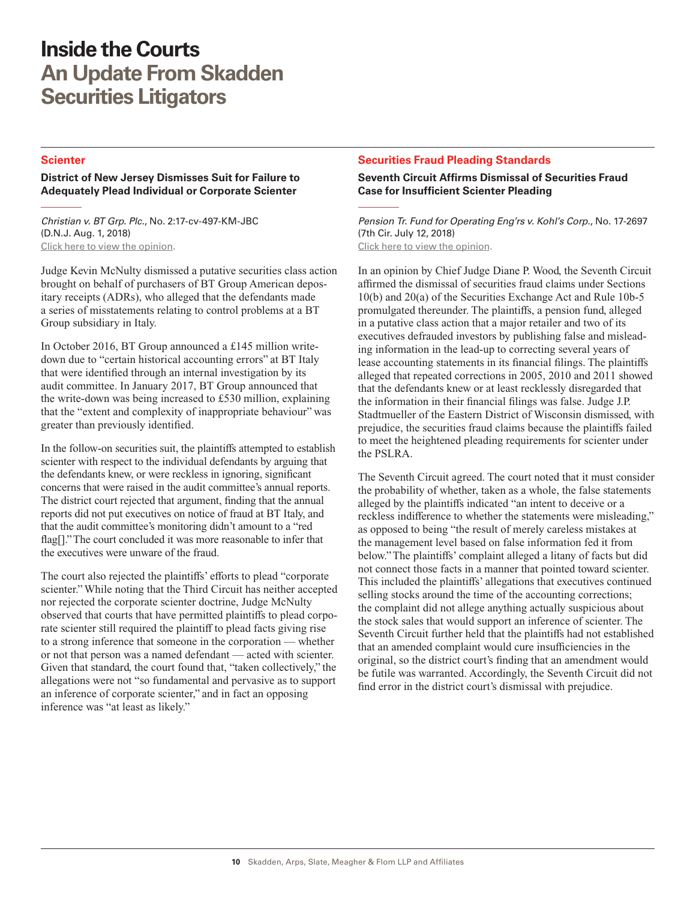# Inside the Courts
## An Update From Skadden Securities Litigators

### Scienter

**District of New Jersey Dismisses Suit for Failure to Adequately Plead Individual or Corporate Scienter**

*Christian v. BT Grp. Plc.*, No. 2:17-cv-497-KM-JBC (D.N.J. Aug. 1, 2018)
Click here to view the opinion.

Judge Kevin McNulty dismissed a putative securities class action brought on behalf of purchasers of BT Group American depositary receipts (ADRs), who alleged that the defendants made a series of misstatements relating to control problems at a BT Group subsidiary in Italy.

In October 2016, BT Group announced a £145 million write-down due to "certain historical accounting errors" at BT Italy that were identified through an internal investigation by its audit committee. In January 2017, BT Group announced that the write-down was being increased to £530 million, explaining that the "extent and complexity of inappropriate behaviour" was greater than previously identified.

In the follow-on securities suit, the plaintiffs attempted to establish scienter with respect to the individual defendants by arguing that the defendants knew, or were reckless in ignoring, significant concerns that were raised in the audit committee's annual reports. The district court rejected that argument, finding that the annual reports did not put executives on notice of fraud at BT Italy, and that the audit committee's monitoring didn't amount to a "red flag[]." The court concluded it was more reasonable to infer that the executives were unaware of the fraud.

The court also rejected the plaintiffs' efforts to plead "corporate scienter." While noting that the Third Circuit has neither accepted nor rejected the corporate scienter doctrine, Judge McNulty observed that courts that have permitted plaintiffs to plead corporate scienter still required the plaintiff to plead facts giving rise to a strong inference that someone in the corporation — whether or not that person was a named defendant — acted with scienter. Given that standard, the court found that, "taken collectively," the allegations were not "so fundamental and pervasive as to support an inference of corporate scienter," and in fact an opposing inference was "at least as likely."

### Securities Fraud Pleading Standards

**Seventh Circuit Affirms Dismissal of Securities Fraud Case for Insufficient Scienter Pleading**

*Pension Tr. Fund for Operating Eng'rs v. Kohl's Corp.*, No. 17-2697 (7th Cir. July 12, 2018)
Click here to view the opinion.

In an opinion by Chief Judge Diane P. Wood, the Seventh Circuit affirmed the dismissal of securities fraud claims under Sections 10(b) and 20(a) of the Securities Exchange Act and Rule 10b-5 promulgated thereunder. The plaintiffs, a pension fund, alleged in a putative class action that a major retailer and two of its executives defrauded investors by publishing false and misleading information in the lead-up to correcting several years of lease accounting statements in its financial filings. The plaintiffs alleged that repeated corrections in 2005, 2010 and 2011 showed that the defendants knew or at least recklessly disregarded that the information in their financial filings was false. Judge J.P. Stadtmueller of the Eastern District of Wisconsin dismissed, with prejudice, the securities fraud claims because the plaintiffs failed to meet the heightened pleading requirements for scienter under the PSLRA.

The Seventh Circuit agreed. The court noted that it must consider the probability of whether, taken as a whole, the false statements alleged by the plaintiffs indicated "an intent to deceive or a reckless indifference to whether the statements were misleading," as opposed to being "the result of merely careless mistakes at the management level based on false information fed it from below." The plaintiffs' complaint alleged a litany of facts but did not connect those facts in a manner that pointed toward scienter. This included the plaintiffs' allegations that executives continued selling stocks around the time of the accounting corrections; the complaint did not allege anything actually suspicious about the stock sales that would support an inference of scienter. The Seventh Circuit further held that the plaintiffs had not established that an amended complaint would cure insufficiencies in the original, so the district court's finding that an amendment would be futile was warranted. Accordingly, the Seventh Circuit did not find error in the district court's dismissal with prejudice.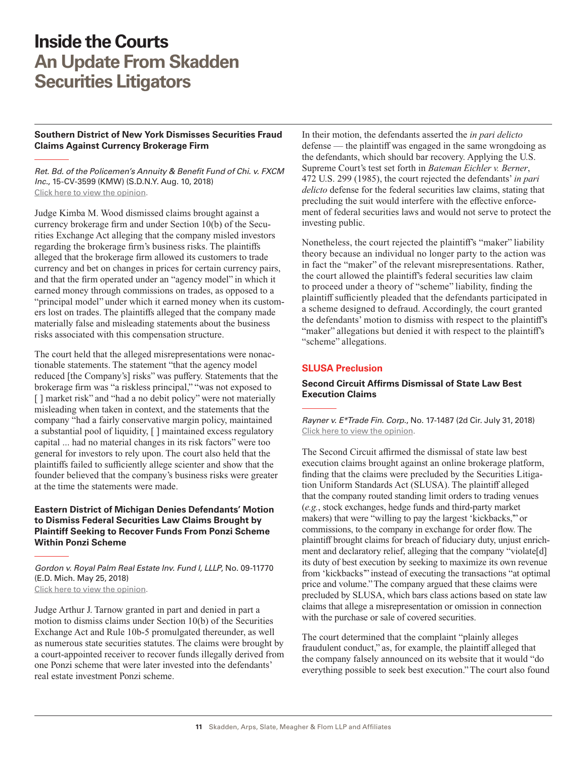# Inside the Courts
## An Update From Skadden Securities Litigators

### Southern District of New York Dismisses Securities Fraud Claims Against Currency Brokerage Firm

*Ret. Bd. of the Policemen's Annuity & Benefit Fund of Chi. v. FXCM Inc.*, 15-CV-3599 (KMW) (S.D.N.Y. Aug. 10, 2018)
Click here to view the opinion.

Judge Kimba M. Wood dismissed claims brought against a currency brokerage firm and under Section 10(b) of the Securities Exchange Act alleging that the company misled investors regarding the brokerage firm's business risks. The plaintiffs alleged that the brokerage firm allowed its customers to trade currency and bet on changes in prices for certain currency pairs, and that the firm operated under an "agency model" in which it earned money through commissions on trades, as opposed to a "principal model" under which it earned money when its customers lost on trades. The plaintiffs alleged that the company made materially false and misleading statements about the business risks associated with this compensation structure.

The court held that the alleged misrepresentations were nonactionable statements. The statement "that the agency model reduced [the Company's] risks" was puffery. Statements that the brokerage firm was "a riskless principal," "was not exposed to [ ] market risk" and "had a no debit policy" were not materially misleading when taken in context, and the statements that the company "had a fairly conservative margin policy, maintained a substantial pool of liquidity, [ ] maintained excess regulatory capital ... had no material changes in its risk factors" were too general for investors to rely upon. The court also held that the plaintiffs failed to sufficiently allege scienter and show that the founder believed that the company's business risks were greater at the time the statements were made.

### Eastern District of Michigan Denies Defendants' Motion to Dismiss Federal Securities Law Claims Brought by Plaintiff Seeking to Recover Funds From Ponzi Scheme Within Ponzi Scheme

*Gordon v. Royal Palm Real Estate Inv. Fund I, LLLP*, No. 09-11770 (E.D. Mich. May 25, 2018)
Click here to view the opinion.

Judge Arthur J. Tarnow granted in part and denied in part a motion to dismiss claims under Section 10(b) of the Securities Exchange Act and Rule 10b-5 promulgated thereunder, as well as numerous state securities statutes. The claims were brought by a court-appointed receiver to recover funds illegally derived from one Ponzi scheme that were later invested into the defendants' real estate investment Ponzi scheme.

In their motion, the defendants asserted the *in pari delicto* defense — the plaintiff was engaged in the same wrongdoing as the defendants, which should bar recovery. Applying the U.S. Supreme Court's test set forth in *Bateman Eichler v. Berner*, 472 U.S. 299 (1985), the court rejected the defendants' *in pari delicto* defense for the federal securities law claims, stating that precluding the suit would interfere with the effective enforcement of federal securities laws and would not serve to protect the investing public.

Nonetheless, the court rejected the plaintiff's "maker" liability theory because an individual no longer party to the action was in fact the "maker" of the relevant misrepresentations. Rather, the court allowed the plaintiff's federal securities law claim to proceed under a theory of "scheme" liability, finding the plaintiff sufficiently pleaded that the defendants participated in a scheme designed to defraud. Accordingly, the court granted the defendants' motion to dismiss with respect to the plaintiff's "maker" allegations but denied it with respect to the plaintiff's "scheme" allegations.

## SLUSA Preclusion

### Second Circuit Affirms Dismissal of State Law Best Execution Claims

*Rayner v. E\*Trade Fin. Corp.*, No. 17-1487 (2d Cir. July 31, 2018)
Click here to view the opinion.

The Second Circuit affirmed the dismissal of state law best execution claims brought against an online brokerage platform, finding that the claims were precluded by the Securities Litigation Uniform Standards Act (SLUSA). The plaintiff alleged that the company routed standing limit orders to trading venues (*e.g.*, stock exchanges, hedge funds and third-party market makers) that were "willing to pay the largest 'kickbacks,'" or commissions, to the company in exchange for order flow. The plaintiff brought claims for breach of fiduciary duty, unjust enrichment and declaratory relief, alleging that the company "violate[d] its duty of best execution by seeking to maximize its own revenue from 'kickbacks'" instead of executing the transactions "at optimal price and volume." The company argued that these claims were precluded by SLUSA, which bars class actions based on state law claims that allege a misrepresentation or omission in connection with the purchase or sale of covered securities.

The court determined that the complaint "plainly alleges fraudulent conduct," as, for example, the plaintiff alleged that the company falsely announced on its website that it would "do everything possible to seek best execution." The court also found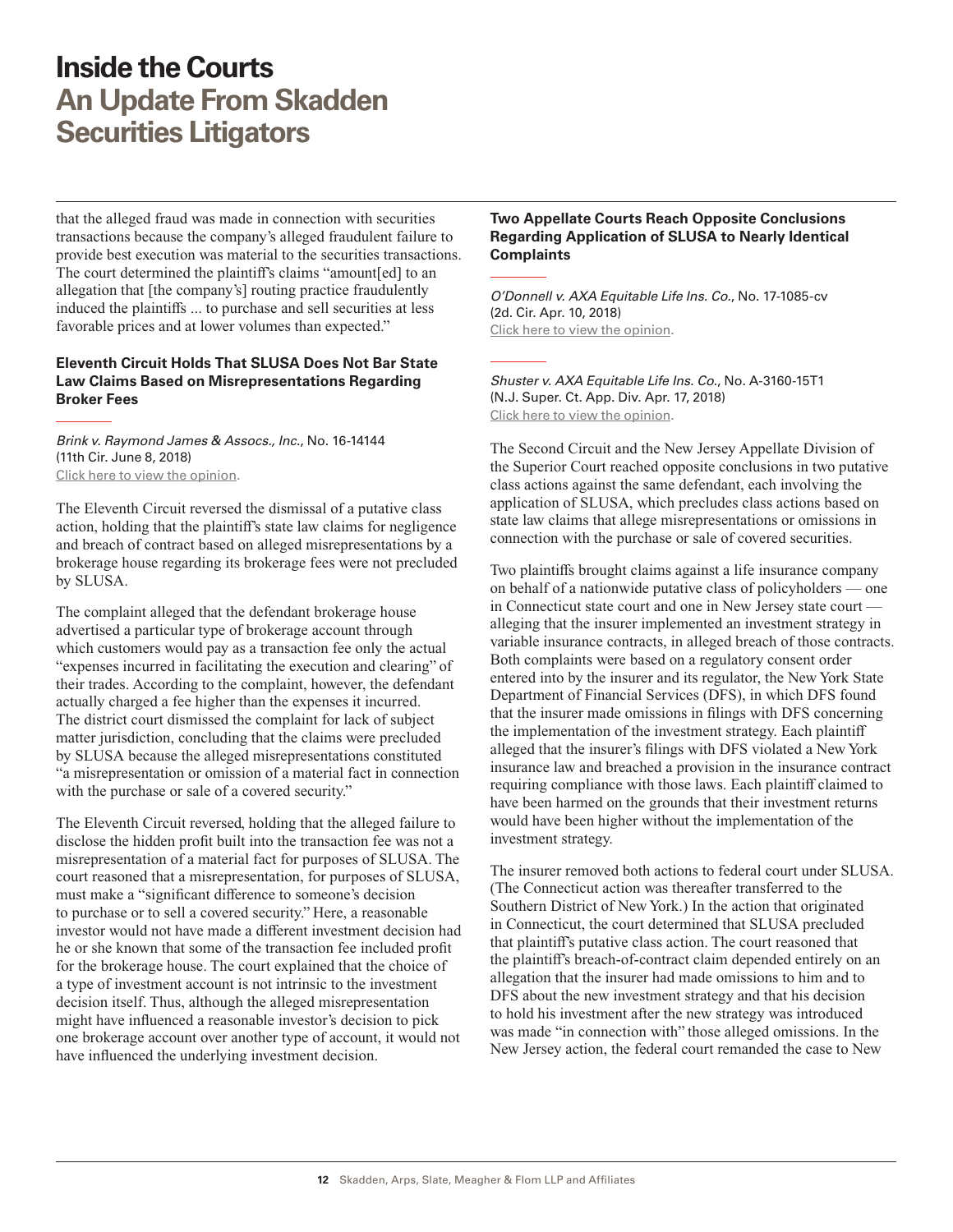that the alleged fraud was made in connection with securities transactions because the company's alleged fraudulent failure to provide best execution was material to the securities transactions. The court determined the plaintiff's claims "amount[ed] to an allegation that [the company's] routing practice fraudulently induced the plaintiffs ... to purchase and sell securities at less favorable prices and at lower volumes than expected."

### Eleventh Circuit Holds That SLUSA Does Not Bar State Law Claims Based on Misrepresentations Regarding Broker Fees

*Brink v. Raymond James & Assocs., Inc.*, No. 16-14144 (11th Cir. June 8, 2018)
Click here to view the opinion.

The Eleventh Circuit reversed the dismissal of a putative class action, holding that the plaintiff's state law claims for negligence and breach of contract based on alleged misrepresentations by a brokerage house regarding its brokerage fees were not precluded by SLUSA.

The complaint alleged that the defendant brokerage house advertised a particular type of brokerage account through which customers would pay as a transaction fee only the actual "expenses incurred in facilitating the execution and clearing" of their trades. According to the complaint, however, the defendant actually charged a fee higher than the expenses it incurred. The district court dismissed the complaint for lack of subject matter jurisdiction, concluding that the claims were precluded by SLUSA because the alleged misrepresentations constituted "a misrepresentation or omission of a material fact in connection with the purchase or sale of a covered security."

The Eleventh Circuit reversed, holding that the alleged failure to disclose the hidden profit built into the transaction fee was not a misrepresentation of a material fact for purposes of SLUSA. The court reasoned that a misrepresentation, for purposes of SLUSA, must make a "significant difference to someone's decision to purchase or to sell a covered security." Here, a reasonable investor would not have made a different investment decision had he or she known that some of the transaction fee included profit for the brokerage house. The court explained that the choice of a type of investment account is not intrinsic to the investment decision itself. Thus, although the alleged misrepresentation might have influenced a reasonable investor's decision to pick one brokerage account over another type of account, it would not have influenced the underlying investment decision.

### Two Appellate Courts Reach Opposite Conclusions Regarding Application of SLUSA to Nearly Identical Complaints

*O'Donnell v. AXA Equitable Life Ins. Co.*, No. 17-1085-cv (2d. Cir. Apr. 10, 2018)
Click here to view the opinion.

*Shuster v. AXA Equitable Life Ins. Co.*, No. A-3160-15T1 (N.J. Super. Ct. App. Div. Apr. 17, 2018)
Click here to view the opinion.

The Second Circuit and the New Jersey Appellate Division of the Superior Court reached opposite conclusions in two putative class actions against the same defendant, each involving the application of SLUSA, which precludes class actions based on state law claims that allege misrepresentations or omissions in connection with the purchase or sale of covered securities.

Two plaintiffs brought claims against a life insurance company on behalf of a nationwide putative class of policyholders — one in Connecticut state court and one in New Jersey state court — alleging that the insurer implemented an investment strategy in variable insurance contracts, in alleged breach of those contracts. Both complaints were based on a regulatory consent order entered into by the insurer and its regulator, the New York State Department of Financial Services (DFS), in which DFS found that the insurer made omissions in filings with DFS concerning the implementation of the investment strategy. Each plaintiff alleged that the insurer's filings with DFS violated a New York insurance law and breached a provision in the insurance contract requiring compliance with those laws. Each plaintiff claimed to have been harmed on the grounds that their investment returns would have been higher without the implementation of the investment strategy.

The insurer removed both actions to federal court under SLUSA. (The Connecticut action was thereafter transferred to the Southern District of New York.) In the action that originated in Connecticut, the court determined that SLUSA precluded that plaintiff's putative class action. The court reasoned that the plaintiff's breach-of-contract claim depended entirely on an allegation that the insurer had made omissions to him and to DFS about the new investment strategy and that his decision to hold his investment after the new strategy was introduced was made "in connection with" those alleged omissions. In the New Jersey action, the federal court remanded the case to New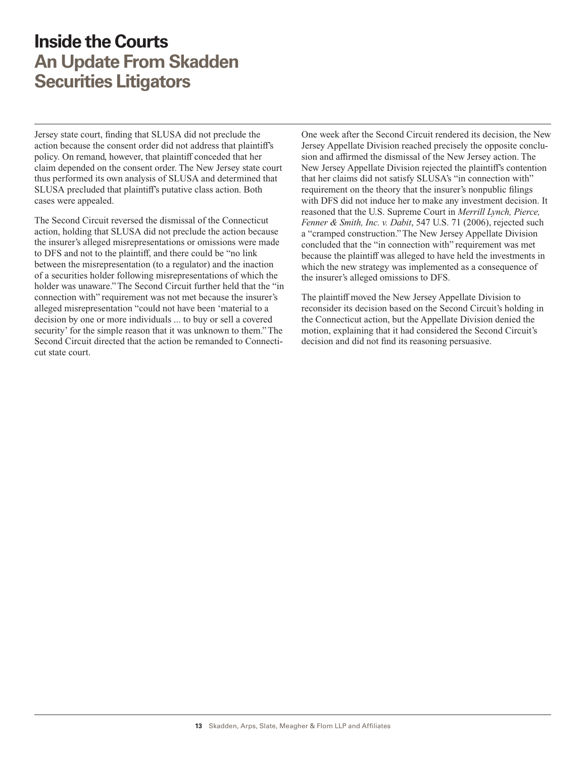Jersey state court, finding that SLUSA did not preclude the action because the consent order did not address that plaintiff's policy. On remand, however, that plaintiff conceded that her claim depended on the consent order. The New Jersey state court thus performed its own analysis of SLUSA and determined that SLUSA precluded that plaintiff's putative class action. Both cases were appealed.

The Second Circuit reversed the dismissal of the Connecticut action, holding that SLUSA did not preclude the action because the insurer's alleged misrepresentations or omissions were made to DFS and not to the plaintiff, and there could be "no link between the misrepresentation (to a regulator) and the inaction of a securities holder following misrepresentations of which the holder was unaware." The Second Circuit further held that the "in connection with" requirement was not met because the insurer's alleged misrepresentation "could not have been 'material to a decision by one or more individuals ... to buy or sell a covered security' for the simple reason that it was unknown to them." The Second Circuit directed that the action be remanded to Connecticut state court.

One week after the Second Circuit rendered its decision, the New Jersey Appellate Division reached precisely the opposite conclusion and affirmed the dismissal of the New Jersey action. The New Jersey Appellate Division rejected the plaintiff's contention that her claims did not satisfy SLUSA's "in connection with" requirement on the theory that the insurer's nonpublic filings with DFS did not induce her to make any investment decision. It reasoned that the U.S. Supreme Court in *Merrill Lynch, Pierce, Fenner & Smith, Inc. v. Dabit*, 547 U.S. 71 (2006), rejected such a "cramped construction." The New Jersey Appellate Division concluded that the "in connection with" requirement was met because the plaintiff was alleged to have held the investments in which the new strategy was implemented as a consequence of the insurer's alleged omissions to DFS.

The plaintiff moved the New Jersey Appellate Division to reconsider its decision based on the Second Circuit's holding in the Connecticut action, but the Appellate Division denied the motion, explaining that it had considered the Second Circuit's decision and did not find its reasoning persuasive.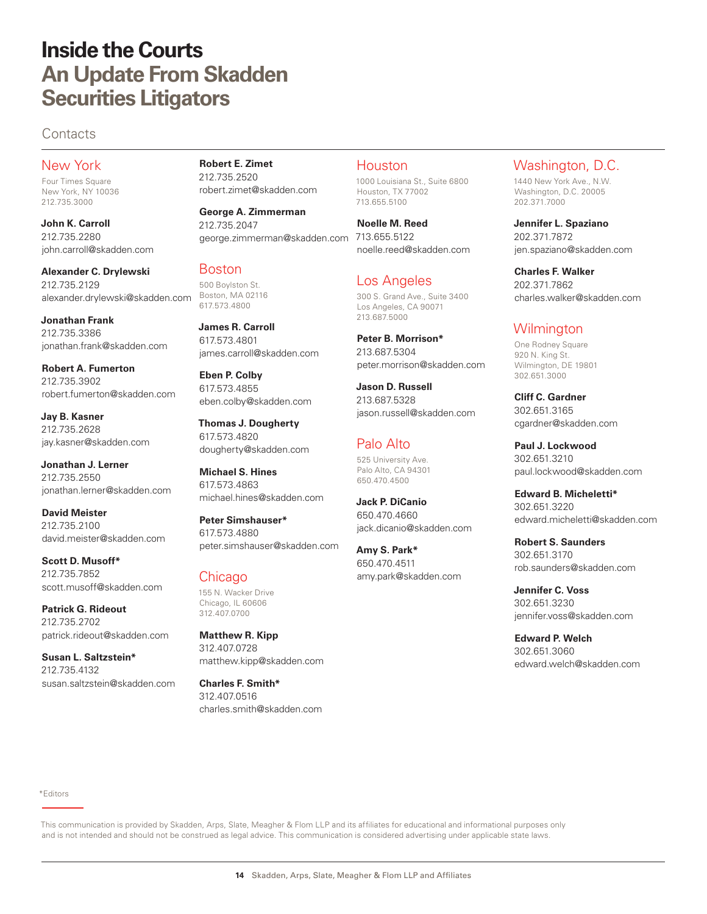# Inside the Courts
## An Update From Skadden Securities Litigators

### Contacts

#### New York

Four Times Square
New York, NY 10036
212.735.3000

**John K. Carroll**
212.735.2280
john.carroll@skadden.com

**Alexander C. Drylewski**
212.735.2129
alexander.drylewski@skadden.com

**Jonathan Frank**
212.735.3386
jonathan.frank@skadden.com

**Robert A. Fumerton**
212.735.3902
robert.fumerton@skadden.com

**Jay B. Kasner**
212.735.2628
jay.kasner@skadden.com

**Jonathan J. Lerner**
212.735.2550
jonathan.lerner@skadden.com

**David Meister**
212.735.2100
david.meister@skadden.com

**Scott D. Musoff***
212.735.7852
scott.musoff@skadden.com

**Patrick G. Rideout**
212.735.2702
patrick.rideout@skadden.com

**Susan L. Saltzstein***
212.735.4132
susan.saltzstein@skadden.com

**Robert E. Zimet**
212.735.2520
robert.zimet@skadden.com

**George A. Zimmerman**
212.735.2047
george.zimmerman@skadden.com

#### Boston

500 Boylston St.
Boston, MA 02116
617.573.4800

**James R. Carroll**
617.573.4801
james.carroll@skadden.com

**Eben P. Colby**
617.573.4855
eben.colby@skadden.com

**Thomas J. Dougherty**
617.573.4820
dougherty@skadden.com

**Michael S. Hines**
617.573.4863
michael.hines@skadden.com

**Peter Simshauser***
617.573.4880
peter.simshauser@skadden.com

#### Chicago

155 N. Wacker Drive
Chicago, IL 60606
312.407.0700

**Matthew R. Kipp**
312.407.0728
matthew.kipp@skadden.com

**Charles F. Smith***
312.407.0516
charles.smith@skadden.com

#### Houston

1000 Louisiana St., Suite 6800
Houston, TX 77002
713.655.5100

**Noelle M. Reed**
713.655.5122
noelle.reed@skadden.com

#### Los Angeles

300 S. Grand Ave., Suite 3400
Los Angeles, CA 90071
213.687.5000

**Peter B. Morrison***
213.687.5304
peter.morrison@skadden.com

**Jason D. Russell**
213.687.5328
jason.russell@skadden.com

#### Palo Alto

525 University Ave.
Palo Alto, CA 94301
650.470.4500

**Jack P. DiCanio**
650.470.4660
jack.dicanio@skadden.com

**Amy S. Park***
650.470.4511
amy.park@skadden.com

#### Washington, D.C.

1440 New York Ave., N.W.
Washington, D.C. 20005
202.371.7000

**Jennifer L. Spaziano**
202.371.7872
jen.spaziano@skadden.com

**Charles F. Walker**
202.371.7862
charles.walker@skadden.com

#### Wilmington

One Rodney Square
920 N. King St.
Wilmington, DE 19801
302.651.3000

**Cliff C. Gardner**
302.651.3165
cgardner@skadden.com

**Paul J. Lockwood**
302.651.3210
paul.lockwood@skadden.com

**Edward B. Micheletti***
302.651.3220
edward.micheletti@skadden.com

**Robert S. Saunders**
302.651.3170
rob.saunders@skadden.com

**Jennifer C. Voss**
302.651.3230
jennifer.voss@skadden.com

**Edward P. Welch**
302.651.3060
edward.welch@skadden.com

*Editors

This communication is provided by Skadden, Arps, Slate, Meagher & Flom LLP and its affiliates for educational and informational purposes only and is not intended and should not be construed as legal advice. This communication is considered advertising under applicable state laws.